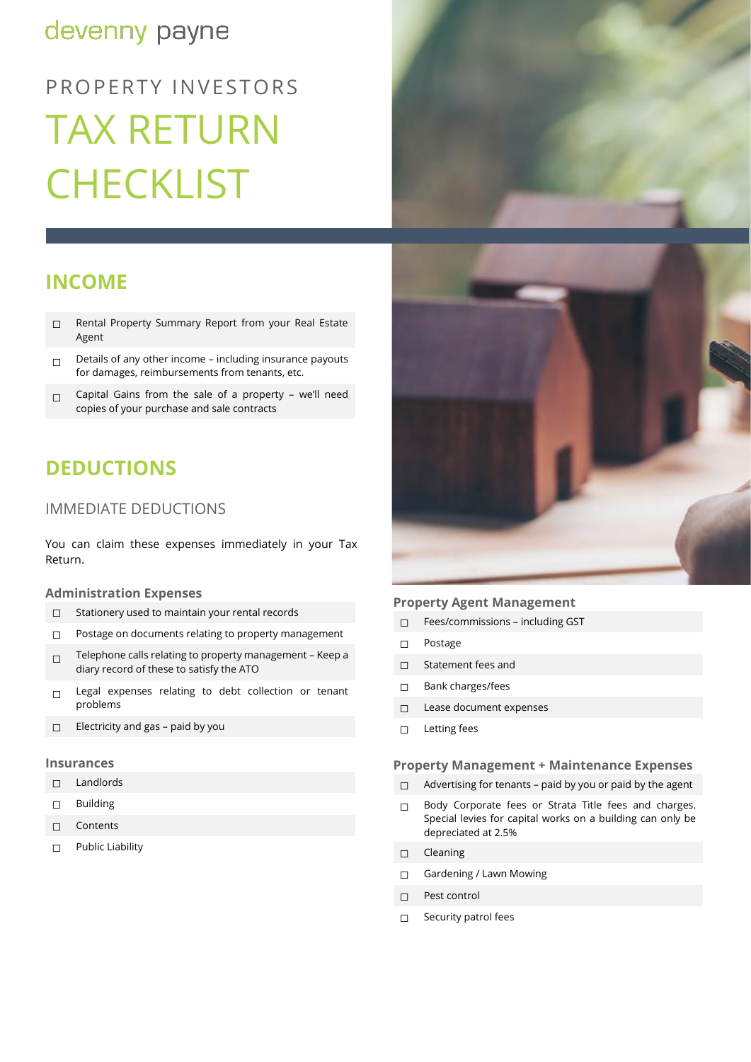devenny payne

PROPERTY INVESTORS

# TAX RETURN CHECKLIST

## INCOME

- ☐ Rental Property Summary Report from your Real Estate Agent
- ☐ Details of any other income – including insurance payouts for damages, reimbursements from tenants, etc.
- ☐ Capital Gains from the sale of a property – we'll need copies of your purchase and sale contracts

## DEDUCTIONS

### IMMEDIATE DEDUCTIONS

You can claim these expenses immediately in your Tax Return.

#### Administration Expenses

- ☐ Stationery used to maintain your rental records
- ☐ Postage on documents relating to property management
- ☐ Telephone calls relating to property management – Keep a diary record of these to satisfy the ATO
- ☐ Legal expenses relating to debt collection or tenant problems
- ☐ Electricity and gas – paid by you

#### Insurances

- ☐ Landlords
- ☐ Building
- ☐ Contents
- ☐ Public Liability

#### Property Agent Management

- ☐ Fees/commissions – including GST
- ☐ Postage
- ☐ Statement fees and
- ☐ Bank charges/fees
- ☐ Lease document expenses
- ☐ Letting fees

#### Property Management + Maintenance Expenses

- ☐ Advertising for tenants – paid by you or paid by the agent
- ☐ Body Corporate fees or Strata Title fees and charges. Special levies for capital works on a building can only be depreciated at 2.5%
- ☐ Cleaning
- ☐ Gardening / Lawn Mowing
- ☐ Pest control
- ☐ Security patrol fees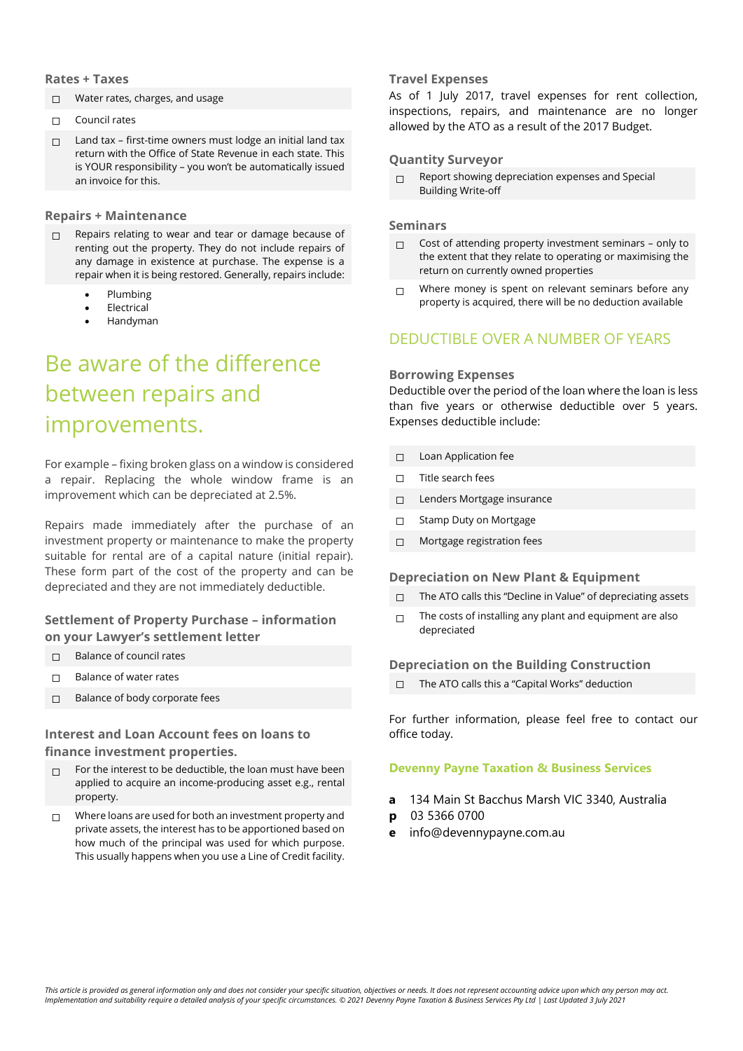### Rates + Taxes

- ☐ Water rates, charges, and usage
- ☐ Council rates
- ☐ Land tax – first-time owners must lodge an initial land tax return with the Office of State Revenue in each state. This is YOUR responsibility – you won't be automatically issued an invoice for this.

### Repairs + Maintenance

- ☐ Repairs relating to wear and tear or damage because of renting out the property. They do not include repairs of any damage in existence at purchase. The expense is a repair when it is being restored. Generally, repairs include:
  - Plumbing
  - Electrical
  - Handyman

## Be aware of the difference between repairs and improvements.

For example – fixing broken glass on a window is considered a repair. Replacing the whole window frame is an improvement which can be depreciated at 2.5%.

Repairs made immediately after the purchase of an investment property or maintenance to make the property suitable for rental are of a capital nature (initial repair). These form part of the cost of the property and can be depreciated and they are not immediately deductible.

### Settlement of Property Purchase – information on your Lawyer's settlement letter

- ☐ Balance of council rates
- ☐ Balance of water rates
- ☐ Balance of body corporate fees

### Interest and Loan Account fees on loans to finance investment properties.

- ☐ For the interest to be deductible, the loan must have been applied to acquire an income-producing asset e.g., rental property.
- ☐ Where loans are used for both an investment property and private assets, the interest has to be apportioned based on how much of the principal was used for which purpose. This usually happens when you use a Line of Credit facility.

### Travel Expenses

As of 1 July 2017, travel expenses for rent collection, inspections, repairs, and maintenance are no longer allowed by the ATO as a result of the 2017 Budget.

### Quantity Surveyor

- ☐ Report showing depreciation expenses and Special Building Write-off

### Seminars

- ☐ Cost of attending property investment seminars – only to the extent that they relate to operating or maximising the return on currently owned properties
- ☐ Where money is spent on relevant seminars before any property is acquired, there will be no deduction available

## DEDUCTIBLE OVER A NUMBER OF YEARS

### Borrowing Expenses

Deductible over the period of the loan where the loan is less than five years or otherwise deductible over 5 years. Expenses deductible include:

- ☐ Loan Application fee
- ☐ Title search fees
- ☐ Lenders Mortgage insurance
- ☐ Stamp Duty on Mortgage
- ☐ Mortgage registration fees

### Depreciation on New Plant & Equipment

- ☐ The ATO calls this "Decline in Value" of depreciating assets
- ☐ The costs of installing any plant and equipment are also depreciated

### Depreciation on the Building Construction

- ☐ The ATO calls this a "Capital Works" deduction

For further information, please feel free to contact our office today.

**Devenny Payne Taxation & Business Services**

**a** 134 Main St Bacchus Marsh VIC 3340, Australia
**p** 03 5366 0700
**e** info@devennypayne.com.au

*This article is provided as general information only and does not consider your specific situation, objectives or needs. It does not represent accounting advice upon which any person may act. Implementation and suitability require a detailed analysis of your specific circumstances. © 2021 Devenny Payne Taxation & Business Services Pty Ltd | Last Updated 3 July 2021*